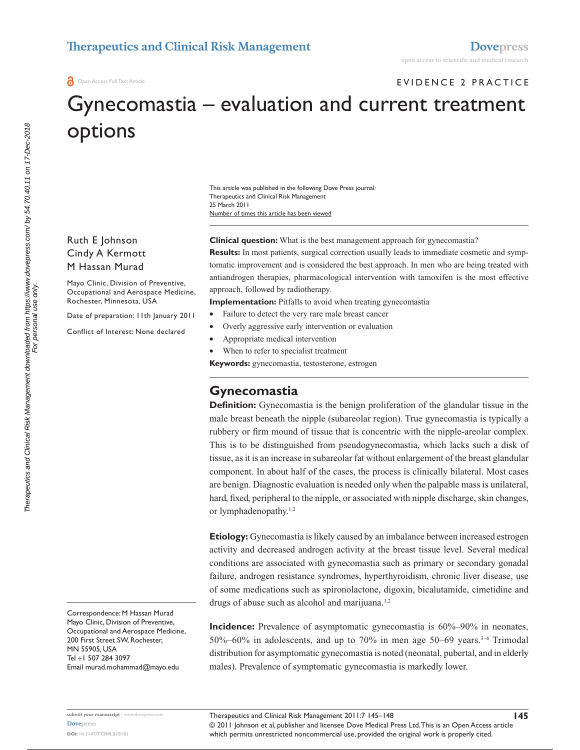EVIDENCE 2 PRACTICE

# Gynecomastia – evaluation and current treatment options

This article was published in the following Dove Press journal:
Therapeutics and Clinical Risk Management
25 March 2011
Number of times this article has been viewed

Ruth E Johnson
Cindy A Kermott
M Hassan Murad

Mayo Clinic, Division of Preventive, Occupational and Aerospace Medicine, Rochester, Minnesota, USA

Date of preparation: 11th January 2011

Conflict of Interest: None declared

Correspondence: M Hassan Murad
Mayo Clinic, Division of Preventive, Occupational and Aerospace Medicine,
200 First Street SW, Rochester,
MN 55905, USA
Tel +1 507 284 3097
Email murad.mohammad@mayo.edu

**Clinical question:** What is the best management approach for gynecomastia?

**Results:** In most patients, surgical correction usually leads to immediate cosmetic and symptomatic improvement and is considered the best approach. In men who are being treated with antiandrogen therapies, pharmacological intervention with tamoxifen is the most effective approach, followed by radiotherapy.

**Implementation:** Pitfalls to avoid when treating gynecomastia

- Failure to detect the very rare male breast cancer
- Overly aggressive early intervention or evaluation
- Appropriate medical intervention
- When to refer to specialist treatment

**Keywords:** gynecomastia, testosterone, estrogen

## Gynecomastia

**Definition:** Gynecomastia is the benign proliferation of the glandular tissue in the male breast beneath the nipple (subareolar region). True gynecomastia is typically a rubbery or firm mound of tissue that is concentric with the nipple-areolar complex. This is to be distinguished from pseudogynecomastia, which lacks such a disk of tissue, as it is an increase in subareolar fat without enlargement of the breast glandular component. In about half of the cases, the process is clinically bilateral. Most cases are benign. Diagnostic evaluation is needed only when the palpable mass is unilateral, hard, fixed, peripheral to the nipple, or associated with nipple discharge, skin changes, or lymphadenopathy.[1,2]

**Etiology:** Gynecomastia is likely caused by an imbalance between increased estrogen activity and decreased androgen activity at the breast tissue level. Several medical conditions are associated with gynecomastia such as primary or secondary gonadal failure, androgen resistance syndromes, hyperthyroidism, chronic liver disease, use of some medications such as spironolactone, digoxin, bicalutamide, cimetidine and drugs of abuse such as alcohol and marijuana.[1,2]

**Incidence:** Prevalence of asymptomatic gynecomastia is 60%–90% in neonates, 50%–60% in adolescents, and up to 70% in men age 50–69 years.[3–6] Trimodal distribution for asymptomatic gynecomastia is noted (neonatal, pubertal, and in elderly males). Prevalence of symptomatic gynecomastia is markedly lower.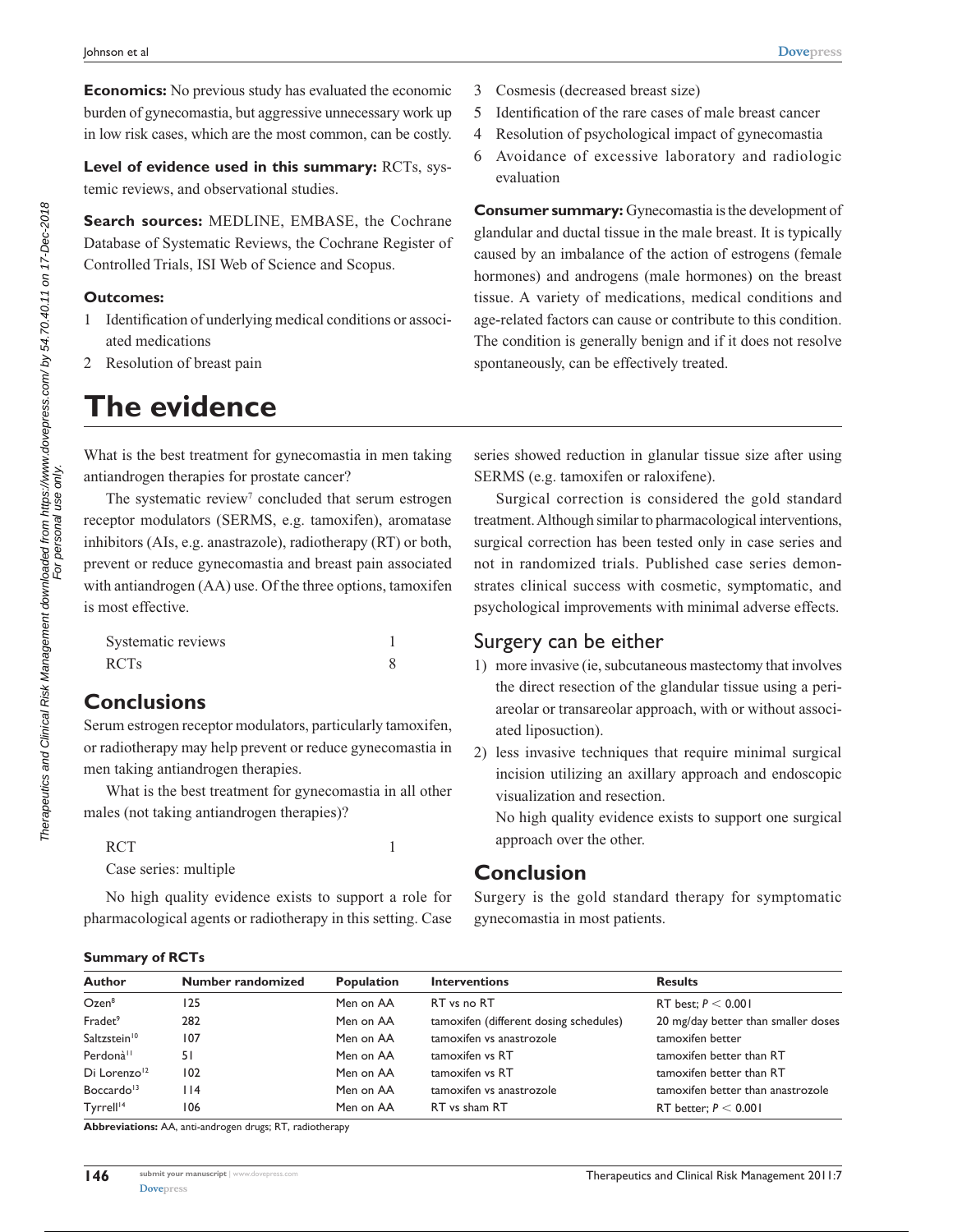**Economics:** No previous study has evaluated the economic burden of gynecomastia, but aggressive unnecessary work up in low risk cases, which are the most common, can be costly.

**Level of evidence used in this summary:** RCTs, systemic reviews, and observational studies.

**Search sources:** MEDLINE, EMBASE, the Cochrane Database of Systematic Reviews, the Cochrane Register of Controlled Trials, ISI Web of Science and Scopus.

**Outcomes:**

1 Identification of underlying medical conditions or associated medications
2 Resolution of breast pain
3 Cosmesis (decreased breast size)
5 Identification of the rare cases of male breast cancer
4 Resolution of psychological impact of gynecomastia
6 Avoidance of excessive laboratory and radiologic evaluation

**Consumer summary:** Gynecomastia is the development of glandular and ductal tissue in the male breast. It is typically caused by an imbalance of the action of estrogens (female hormones) and androgens (male hormones) on the breast tissue. A variety of medications, medical conditions and age-related factors can cause or contribute to this condition. The condition is generally benign and if it does not resolve spontaneously, can be effectively treated.

# The evidence

What is the best treatment for gynecomastia in men taking antiandrogen therapies for prostate cancer?

The systematic review[7] concluded that serum estrogen receptor modulators (SERMS, e.g. tamoxifen), aromatase inhibitors (AIs, e.g. anastrazole), radiotherapy (RT) or both, prevent or reduce gynecomastia and breast pain associated with antiandrogen (AA) use. Of the three options, tamoxifen is most effective.

| | |
|---|---|
| Systematic reviews | 1 |
| RCTs | 8 |

## Conclusions

Serum estrogen receptor modulators, particularly tamoxifen, or radiotherapy may help prevent or reduce gynecomastia in men taking antiandrogen therapies.

What is the best treatment for gynecomastia in all other males (not taking antiandrogen therapies)?

| | |
|---|---|
| RCT | 1 |
| Case series: multiple | |

No high quality evidence exists to support a role for pharmacological agents or radiotherapy in this setting. Case series showed reduction in glanular tissue size after using SERMS (e.g. tamoxifen or raloxifene).

Surgical correction is considered the gold standard treatment. Although similar to pharmacological interventions, surgical correction has been tested only in case series and not in randomized trials. Published case series demonstrates clinical success with cosmetic, symptomatic, and psychological improvements with minimal adverse effects.

## Surgery can be either

1) more invasive (ie, subcutaneous mastectomy that involves the direct resection of the glandular tissue using a periareolar or transareolar approach, with or without associated liposuction).
2) less invasive techniques that require minimal surgical incision utilizing an axillary approach and endoscopic visualization and resection.

   No high quality evidence exists to support one surgical approach over the other.

## Conclusion

Surgery is the gold standard therapy for symptomatic gynecomastia in most patients.

**Summary of RCTs**

| Author | Number randomized | Population | Interventions | Results |
|---|---|---|---|---|
| Ozen[8] | 125 | Men on AA | RT vs no RT | RT best; $P < 0.001$ |
| Fradet[9] | 282 | Men on AA | tamoxifen (different dosing schedules) | 20 mg/day better than smaller doses |
| Saltzstein[10] | 107 | Men on AA | tamoxifen vs anastrozole | tamoxifen better |
| Perdonà[11] | 51 | Men on AA | tamoxifen vs RT | tamoxifen better than RT |
| Di Lorenzo[12] | 102 | Men on AA | tamoxifen vs RT | tamoxifen better than RT |
| Boccardo[13] | 114 | Men on AA | tamoxifen vs anastrozole | tamoxifen better than anastrozole |
| Tyrrell[14] | 106 | Men on AA | RT vs sham RT | RT better; $P < 0.001$ |

**Abbreviations:** AA, anti-androgen drugs; RT, radiotherapy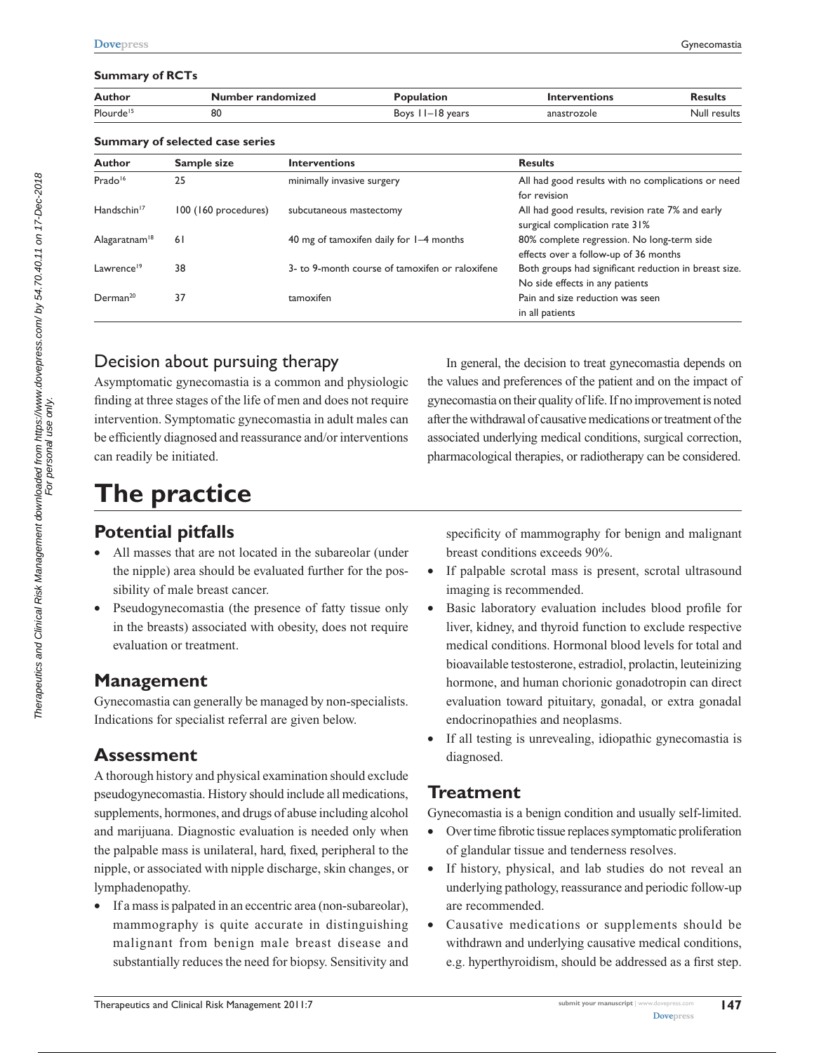**Summary of RCTs**

| Author | Number randomized | Population | Interventions | Results |
|---|---|---|---|---|
| Plourde[15] | 80 | Boys 11–18 years | anastrozole | Null results |

**Summary of selected case series**

| Author | Sample size | Interventions | Results |
|---|---|---|---|
| Prado[16] | 25 | minimally invasive surgery | All had good results with no complications or need for revision |
| Handschin[17] | 100 (160 procedures) | subcutaneous mastectomy | All had good results, revision rate 7% and early surgical complication rate 31% |
| Alagaratnam[18] | 61 | 40 mg of tamoxifen daily for 1–4 months | 80% complete regression. No long-term side effects over a follow-up of 36 months |
| Lawrence[19] | 38 | 3- to 9-month course of tamoxifen or raloxifene | Both groups had significant reduction in breast size. No side effects in any patients |
| Derman[20] | 37 | tamoxifen | Pain and size reduction was seen in all patients |

## Decision about pursuing therapy

Asymptomatic gynecomastia is a common and physiologic finding at three stages of the life of men and does not require intervention. Symptomatic gynecomastia in adult males can be efficiently diagnosed and reassurance and/or interventions can readily be initiated.

In general, the decision to treat gynecomastia depends on the values and preferences of the patient and on the impact of gynecomastia on their quality of life. If no improvement is noted after the withdrawal of causative medications or treatment of the associated underlying medical conditions, surgical correction, pharmacological therapies, or radiotherapy can be considered.

# The practice

## Potential pitfalls

- All masses that are not located in the subareolar (under the nipple) area should be evaluated further for the possibility of male breast cancer.
- Pseudogynecomastia (the presence of fatty tissue only in the breasts) associated with obesity, does not require evaluation or treatment.

## Management

Gynecomastia can generally be managed by non-specialists. Indications for specialist referral are given below.

## Assessment

A thorough history and physical examination should exclude pseudogynecomastia. History should include all medications, supplements, hormones, and drugs of abuse including alcohol and marijuana. Diagnostic evaluation is needed only when the palpable mass is unilateral, hard, fixed, peripheral to the nipple, or associated with nipple discharge, skin changes, or lymphadenopathy.

- If a mass is palpated in an eccentric area (non-subareolar), mammography is quite accurate in distinguishing malignant from benign male breast disease and substantially reduces the need for biopsy. Sensitivity and specificity of mammography for benign and malignant breast conditions exceeds 90%.
- If palpable scrotal mass is present, scrotal ultrasound imaging is recommended.
- Basic laboratory evaluation includes blood profile for liver, kidney, and thyroid function to exclude respective medical conditions. Hormonal blood levels for total and bioavailable testosterone, estradiol, prolactin, leuteinizing hormone, and human chorionic gonadotropin can direct evaluation toward pituitary, gonadal, or extra gonadal endocrinopathies and neoplasms.
- If all testing is unrevealing, idiopathic gynecomastia is diagnosed.

## Treatment

Gynecomastia is a benign condition and usually self-limited.

- Over time fibrotic tissue replaces symptomatic proliferation of glandular tissue and tenderness resolves.
- If history, physical, and lab studies do not reveal an underlying pathology, reassurance and periodic follow-up are recommended.
- Causative medications or supplements should be withdrawn and underlying causative medical conditions, e.g. hyperthyroidism, should be addressed as a first step.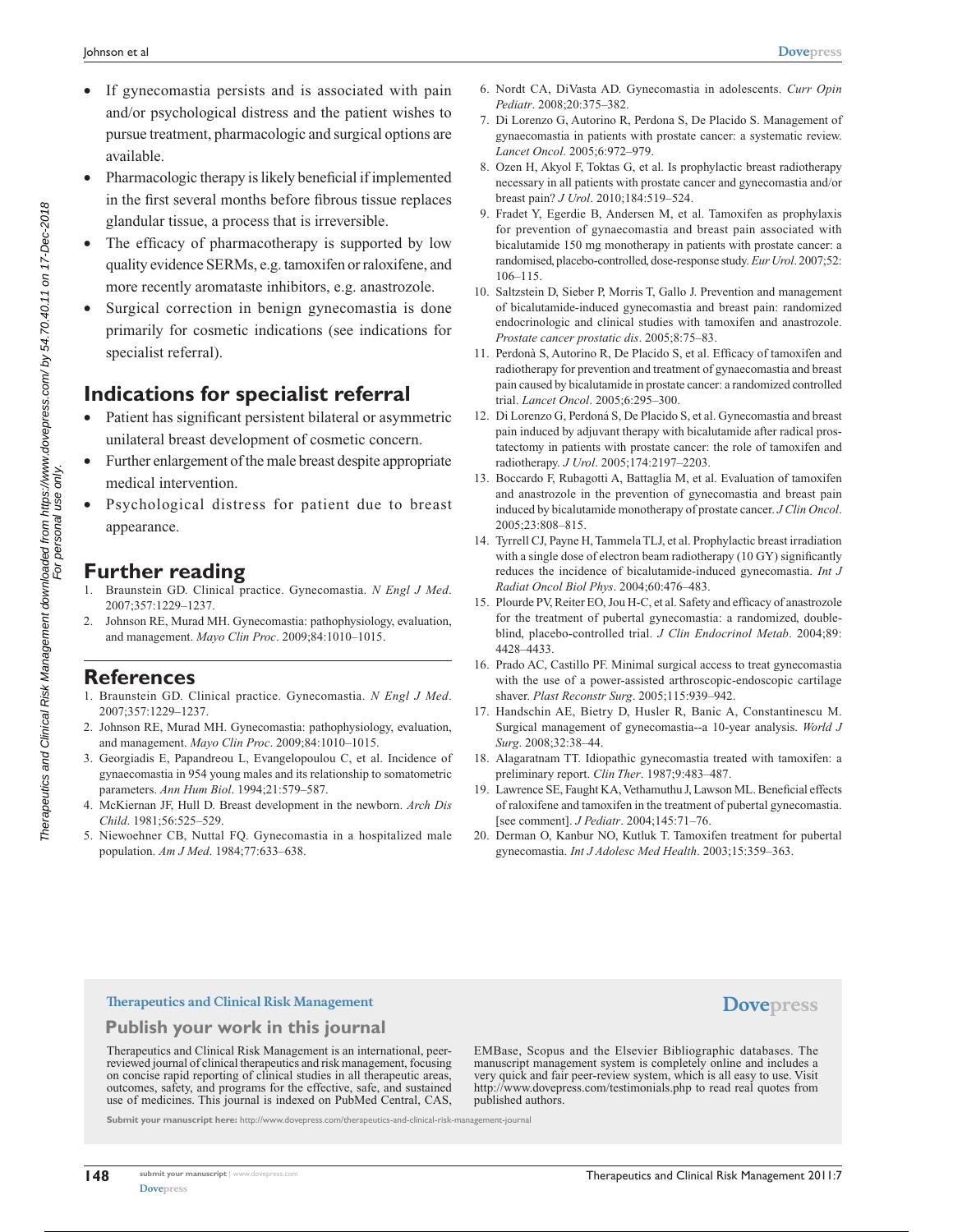- If gynecomastia persists and is associated with pain and/or psychological distress and the patient wishes to pursue treatment, pharmacologic and surgical options are available.
- Pharmacologic therapy is likely beneficial if implemented in the first several months before fibrous tissue replaces glandular tissue, a process that is irreversible.
- The efficacy of pharmacotherapy is supported by low quality evidence SERMs, e.g. tamoxifen or raloxifene, and more recently aromataste inhibitors, e.g. anastrozole.
- Surgical correction in benign gynecomastia is done primarily for cosmetic indications (see indications for specialist referral).

## Indications for specialist referral

- Patient has significant persistent bilateral or asymmetric unilateral breast development of cosmetic concern.
- Further enlargement of the male breast despite appropriate medical intervention.
- Psychological distress for patient due to breast appearance.

## Further reading

1. Braunstein GD. Clinical practice. Gynecomastia. *N Engl J Med*. 2007;357:1229–1237.
2. Johnson RE, Murad MH. Gynecomastia: pathophysiology, evaluation, and management. *Mayo Clin Proc*. 2009;84:1010–1015.

## References

1. Braunstein GD. Clinical practice. Gynecomastia. *N Engl J Med*. 2007;357:1229–1237.
2. Johnson RE, Murad MH. Gynecomastia: pathophysiology, evaluation, and management. *Mayo Clin Proc*. 2009;84:1010–1015.
3. Georgiadis E, Papandreou L, Evangelopoulou C, et al. Incidence of gynaecomastia in 954 young males and its relationship to somatometric parameters. *Ann Hum Biol*. 1994;21:579–587.
4. McKiernan JF, Hull D. Breast development in the newborn. *Arch Dis Child*. 1981;56:525–529.
5. Niewoehner CB, Nuttal FQ. Gynecomastia in a hospitalized male population. *Am J Med*. 1984;77:633–638.
6. Nordt CA, DiVasta AD. Gynecomastia in adolescents. *Curr Opin Pediatr*. 2008;20:375–382.
7. Di Lorenzo G, Autorino R, Perdona S, De Placido S. Management of gynaecomastia in patients with prostate cancer: a systematic review. *Lancet Oncol*. 2005;6:972–979.
8. Ozen H, Akyol F, Toktas G, et al. Is prophylactic breast radiotherapy necessary in all patients with prostate cancer and gynecomastia and/or breast pain? *J Urol*. 2010;184:519–524.
9. Fradet Y, Egerdie B, Andersen M, et al. Tamoxifen as prophylaxis for prevention of gynaecomastia and breast pain associated with bicalutamide 150 mg monotherapy in patients with prostate cancer: a randomised, placebo-controlled, dose-response study. *Eur Urol*. 2007;52:106–115.
10. Saltzstein D, Sieber P, Morris T, Gallo J. Prevention and management of bicalutamide-induced gynecomastia and breast pain: randomized endocrinologic and clinical studies with tamoxifen and anastrozole. *Prostate cancer prostatic dis*. 2005;8:75–83.
11. Perdonà S, Autorino R, De Placido S, et al. Efficacy of tamoxifen and radiotherapy for prevention and treatment of gynaecomastia and breast pain caused by bicalutamide in prostate cancer: a randomized controlled trial. *Lancet Oncol*. 2005;6:295–300.
12. Di Lorenzo G, Perdoná S, De Placido S, et al. Gynecomastia and breast pain induced by adjuvant therapy with bicalutamide after radical prostatectomy in patients with prostate cancer: the role of tamoxifen and radiotherapy. *J Urol*. 2005;174:2197–2203.
13. Boccardo F, Rubagotti A, Battaglia M, et al. Evaluation of tamoxifen and anastrozole in the prevention of gynecomastia and breast pain induced by bicalutamide monotherapy of prostate cancer. *J Clin Oncol*. 2005;23:808–815.
14. Tyrrell CJ, Payne H, Tammela TLJ, et al. Prophylactic breast irradiation with a single dose of electron beam radiotherapy (10 GY) significantly reduces the incidence of bicalutamide-induced gynecomastia. *Int J Radiat Oncol Biol Phys*. 2004;60:476–483.
15. Plourde PV, Reiter EO, Jou H-C, et al. Safety and efficacy of anastrozole for the treatment of pubertal gynecomastia: a randomized, double-blind, placebo-controlled trial. *J Clin Endocrinol Metab*. 2004;89:4428–4433.
16. Prado AC, Castillo PF. Minimal surgical access to treat gynecomastia with the use of a power-assisted arthroscopic-endoscopic cartilage shaver. *Plast Reconstr Surg*. 2005;115:939–942.
17. Handschin AE, Bietry D, Husler R, Banic A, Constantinescu M. Surgical management of gynecomastia--a 10-year analysis. *World J Surg*. 2008;32:38–44.
18. Alagaratnam TT. Idiopathic gynecomastia treated with tamoxifen: a preliminary report. *Clin Ther*. 1987;9:483–487.
19. Lawrence SE, Faught KA, Vethamuthu J, Lawson ML. Beneficial effects of raloxifene and tamoxifen in the treatment of pubertal gynecomastia. [see comment]. *J Pediatr*. 2004;145:71–76.
20. Derman O, Kanbur NO, Kutluk T. Tamoxifen treatment for pubertal gynecomastia. *Int J Adolesc Med Health*. 2003;15:359–363.

**Therapeutics and Clinical Risk Management**

**Publish your work in this journal**

Therapeutics and Clinical Risk Management is an international, peer-reviewed journal of clinical therapeutics and risk management, focusing on concise rapid reporting of clinical studies in all therapeutic areas, outcomes, safety, and programs for the effective, safe, and sustained use of medicines. This journal is indexed on PubMed Central, CAS, EMBase, Scopus and the Elsevier Bibliographic databases. The manuscript management system is completely online and includes a very quick and fair peer-review system, which is all easy to use. Visit http://www.dovepress.com/testimonials.php to read real quotes from published authors.

**Submit your manuscript here:** http://www.dovepress.com/therapeutics-and-clinical-risk-management-journal